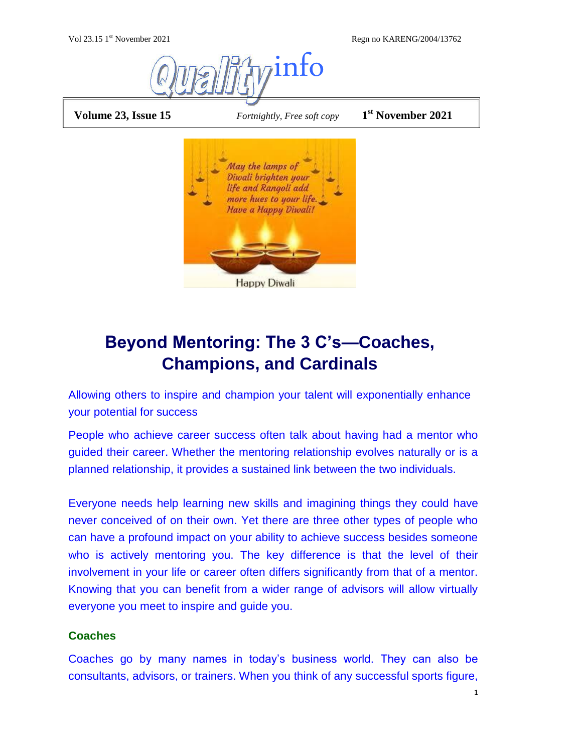# Qualityinfo

**Volume 23, Issue 15** | *Fortnightly, Free soft copy* | **1st November 2021**

# Beyond Mentoring: The 3 C's—Coaches, Champions, and Cardinals

Allowing others to inspire and champion your talent will exponentially enhance your potential for success

People who achieve career success often talk about having had a mentor who guided their career. Whether the mentoring relationship evolves naturally or is a planned relationship, it provides a sustained link between the two individuals.

Everyone needs help learning new skills and imagining things they could have never conceived of on their own. Yet there are three other types of people who can have a profound impact on your ability to achieve success besides someone who is actively mentoring you. The key difference is that the level of their involvement in your life or career often differs significantly from that of a mentor. Knowing that you can benefit from a wider range of advisors will allow virtually everyone you meet to inspire and guide you.

### Coaches

Coaches go by many names in today's business world. They can also be consultants, advisors, or trainers. When you think of any successful sports figure,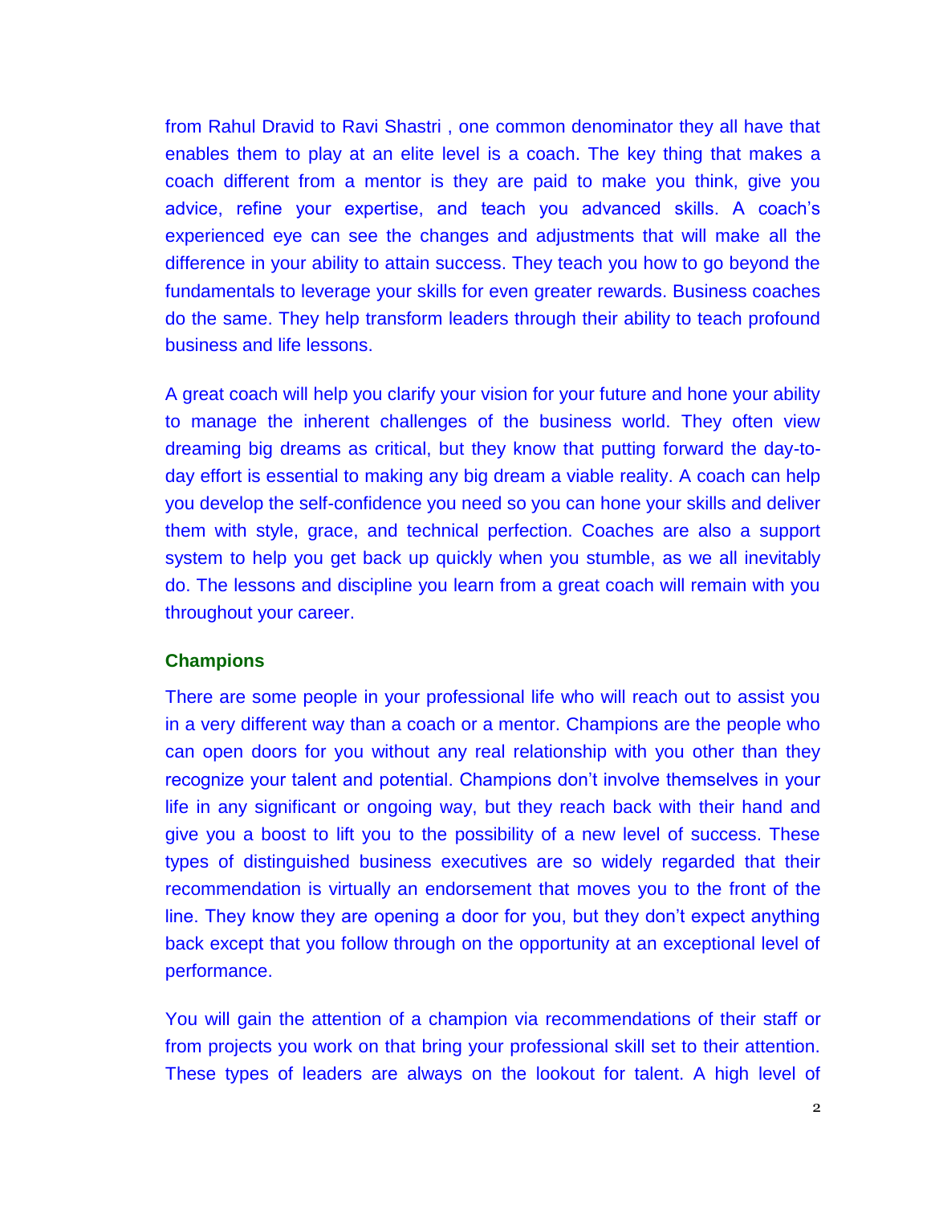from Rahul Dravid to Ravi Shastri , one common denominator they all have that enables them to play at an elite level is a coach. The key thing that makes a coach different from a mentor is they are paid to make you think, give you advice, refine your expertise, and teach you advanced skills. A coach's experienced eye can see the changes and adjustments that will make all the difference in your ability to attain success. They teach you how to go beyond the fundamentals to leverage your skills for even greater rewards. Business coaches do the same. They help transform leaders through their ability to teach profound business and life lessons.

A great coach will help you clarify your vision for your future and hone your ability to manage the inherent challenges of the business world. They often view dreaming big dreams as critical, but they know that putting forward the day-to-day effort is essential to making any big dream a viable reality. A coach can help you develop the self-confidence you need so you can hone your skills and deliver them with style, grace, and technical perfection. Coaches are also a support system to help you get back up quickly when you stumble, as we all inevitably do. The lessons and discipline you learn from a great coach will remain with you throughout your career.

### Champions

There are some people in your professional life who will reach out to assist you in a very different way than a coach or a mentor. Champions are the people who can open doors for you without any real relationship with you other than they recognize your talent and potential. Champions don't involve themselves in your life in any significant or ongoing way, but they reach back with their hand and give you a boost to lift you to the possibility of a new level of success. These types of distinguished business executives are so widely regarded that their recommendation is virtually an endorsement that moves you to the front of the line. They know they are opening a door for you, but they don't expect anything back except that you follow through on the opportunity at an exceptional level of performance.

You will gain the attention of a champion via recommendations of their staff or from projects you work on that bring your professional skill set to their attention. These types of leaders are always on the lookout for talent. A high level of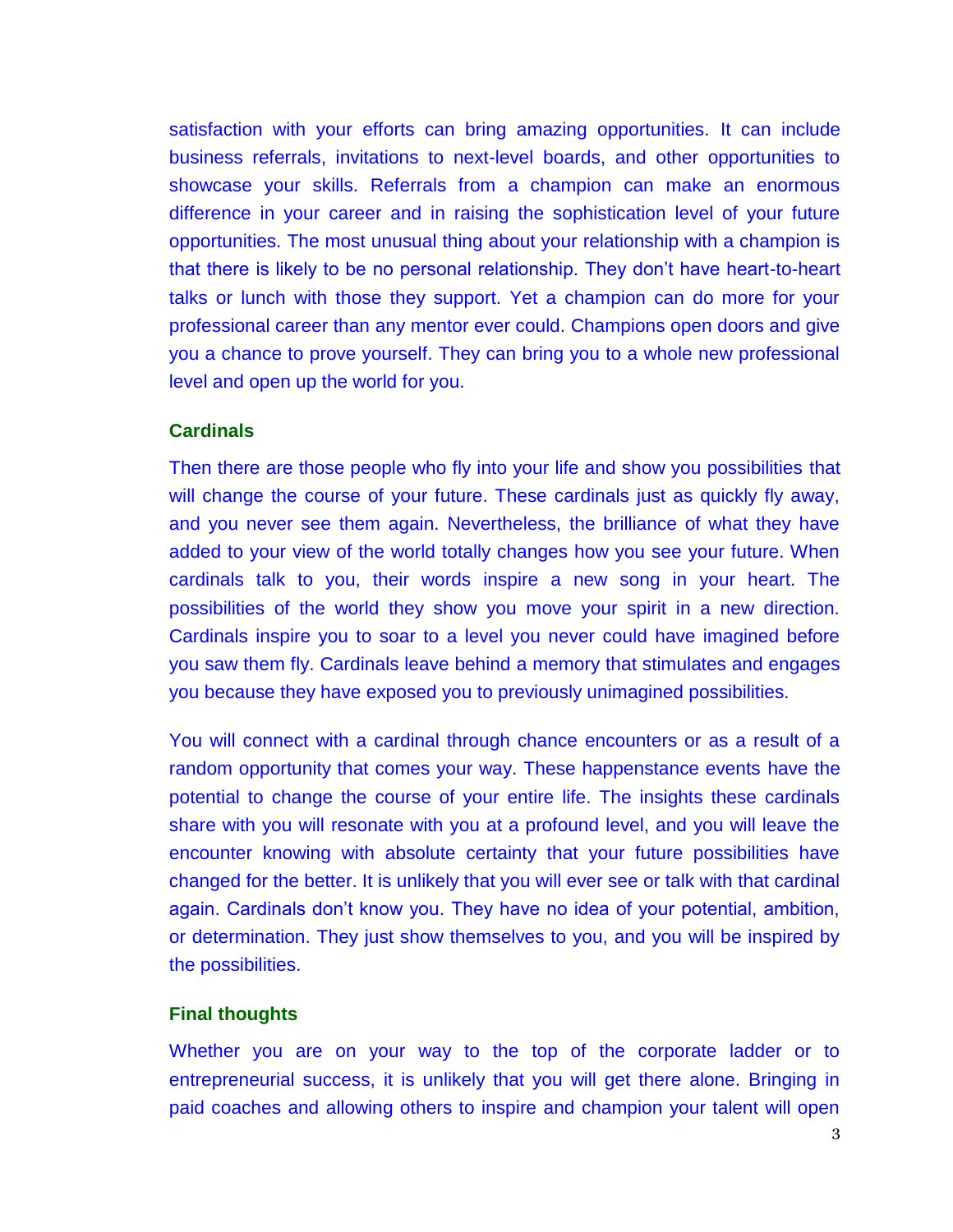satisfaction with your efforts can bring amazing opportunities. It can include business referrals, invitations to next-level boards, and other opportunities to showcase your skills. Referrals from a champion can make an enormous difference in your career and in raising the sophistication level of your future opportunities. The most unusual thing about your relationship with a champion is that there is likely to be no personal relationship. They don't have heart-to-heart talks or lunch with those they support. Yet a champion can do more for your professional career than any mentor ever could. Champions open doors and give you a chance to prove yourself. They can bring you to a whole new professional level and open up the world for you.

### Cardinals

Then there are those people who fly into your life and show you possibilities that will change the course of your future. These cardinals just as quickly fly away, and you never see them again. Nevertheless, the brilliance of what they have added to your view of the world totally changes how you see your future. When cardinals talk to you, their words inspire a new song in your heart. The possibilities of the world they show you move your spirit in a new direction. Cardinals inspire you to soar to a level you never could have imagined before you saw them fly. Cardinals leave behind a memory that stimulates and engages you because they have exposed you to previously unimagined possibilities.

You will connect with a cardinal through chance encounters or as a result of a random opportunity that comes your way. These happenstance events have the potential to change the course of your entire life. The insights these cardinals share with you will resonate with you at a profound level, and you will leave the encounter knowing with absolute certainty that your future possibilities have changed for the better. It is unlikely that you will ever see or talk with that cardinal again. Cardinals don't know you. They have no idea of your potential, ambition, or determination. They just show themselves to you, and you will be inspired by the possibilities.

### Final thoughts

Whether you are on your way to the top of the corporate ladder or to entrepreneurial success, it is unlikely that you will get there alone. Bringing in paid coaches and allowing others to inspire and champion your talent will open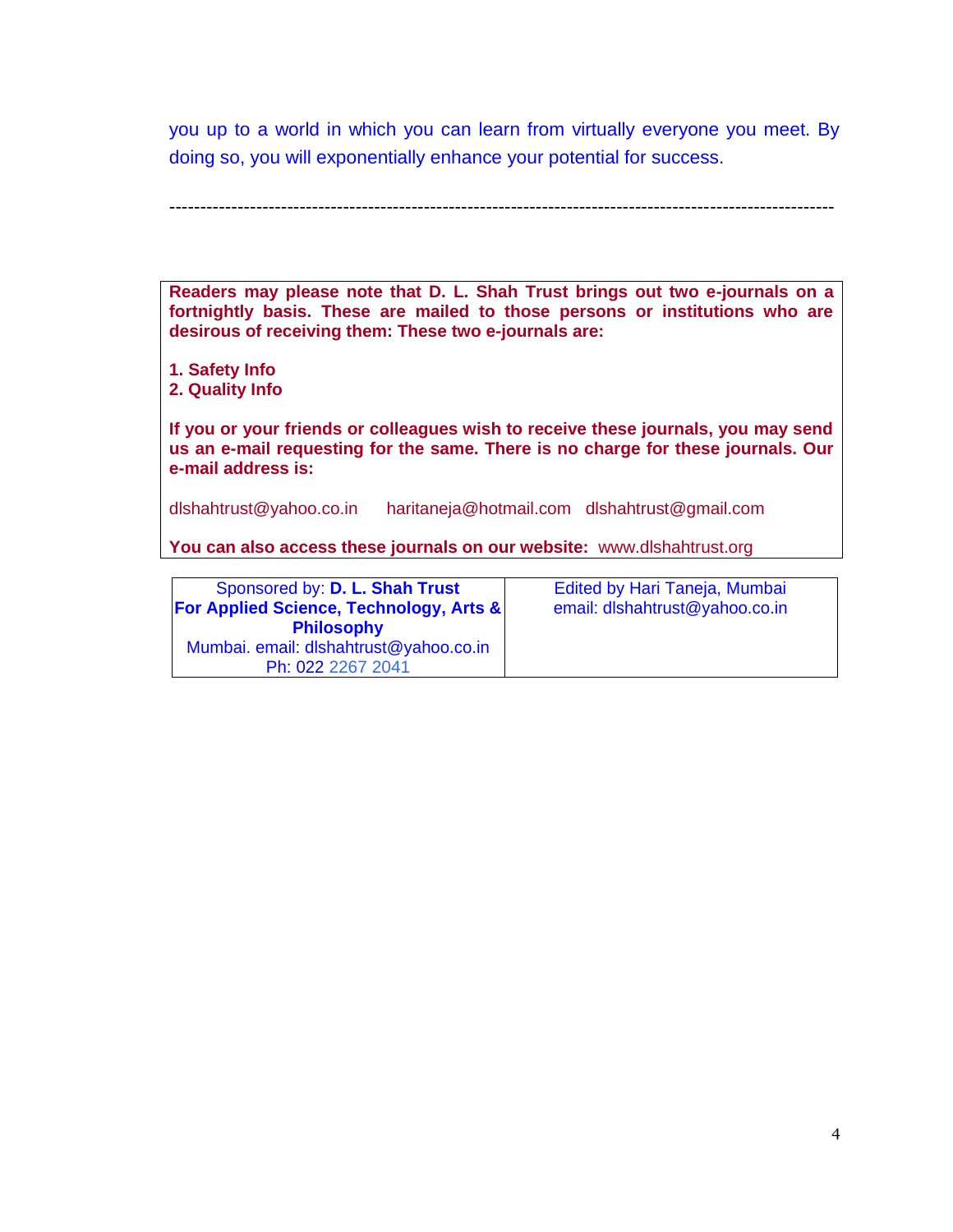you up to a world in which you can learn from virtually everyone you meet. By doing so, you will exponentially enhance your potential for success.

---

**Readers may please note that D. L. Shah Trust brings out two e-journals on a fortnightly basis. These are mailed to those persons or institutions who are desirous of receiving them: These two e-journals are:**

**1. Safety Info**
**2. Quality Info**

**If you or your friends or colleagues wish to receive these journals, you may send us an e-mail requesting for the same. There is no charge for these journals. Our e-mail address is:**

dlshahtrust@yahoo.co.in haritaneja@hotmail.com dlshahtrust@gmail.com

**You can also access these journals on our website:** www.dlshahtrust.org

| | |
|---|---|
| Sponsored by: **D. L. Shah Trust For Applied Science, Technology, Arts & Philosophy** Mumbai. email: dlshahtrust@yahoo.co.in Ph: 022 2267 2041 | Edited by Hari Taneja, Mumbai email: dlshahtrust@yahoo.co.in |